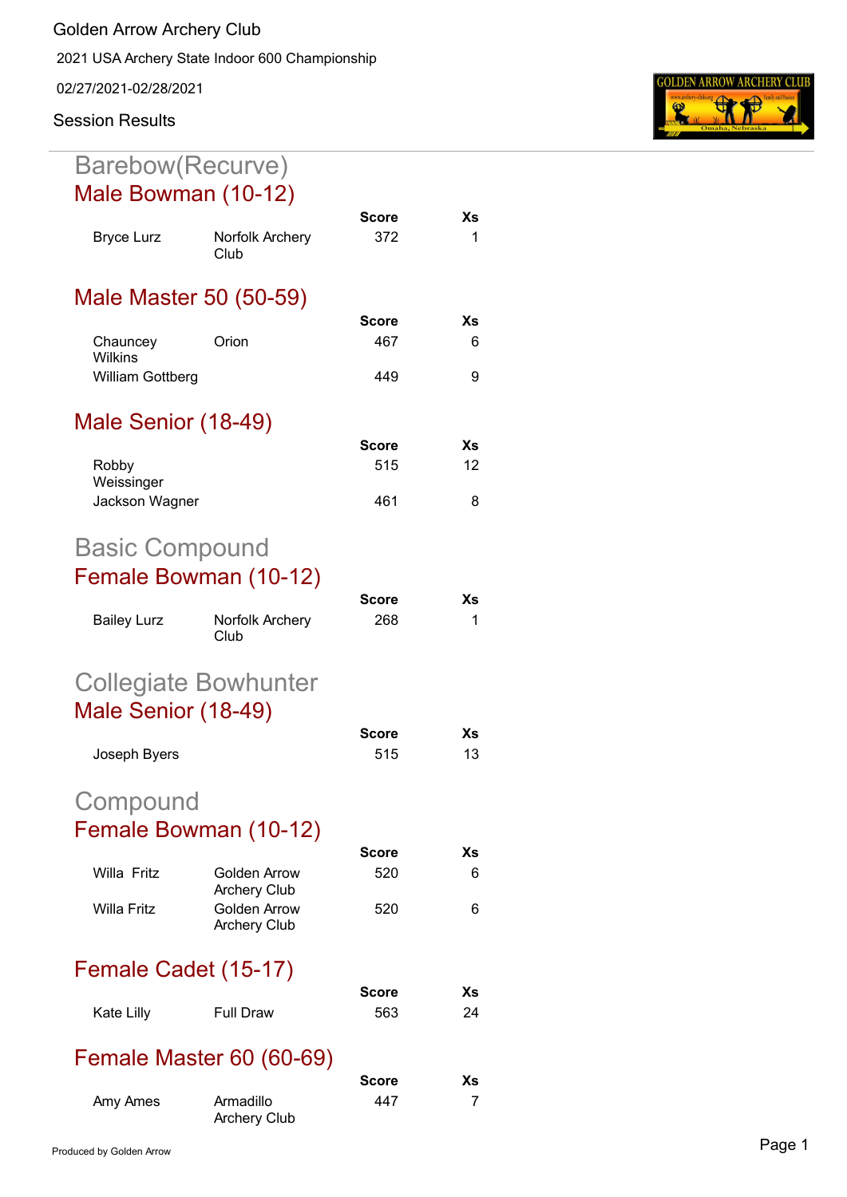Golden Arrow Archery Club

2021 USA Archery State Indoor 600 Championship

02/27/2021-02/28/2021

Session Results

# Barebow(Recurve)

## Male Bowman (10-12)

| | | Score | Xs |
|---|---|---|---|
| Bryce Lurz | Norfolk Archery Club | 372 | 1 |

## Male Master 50 (50-59)

| | | Score | Xs |
|---|---|---|---|
| Chauncey Wilkins | Orion | 467 | 6 |
| William Gottberg | | 449 | 9 |

## Male Senior (18-49)

| | | Score | Xs |
|---|---|---|---|
| Robby Weissinger | | 515 | 12 |
| Jackson Wagner | | 461 | 8 |

# Basic Compound

## Female Bowman (10-12)

| | | Score | Xs |
|---|---|---|---|
| Bailey Lurz | Norfolk Archery Club | 268 | 1 |

# Collegiate Bowhunter

## Male Senior (18-49)

| | | Score | Xs |
|---|---|---|---|
| Joseph Byers | | 515 | 13 |

# Compound

## Female Bowman (10-12)

| | | Score | Xs |
|---|---|---|---|
| Willa Fritz | Golden Arrow Archery Club | 520 | 6 |
| Willa Fritz | Golden Arrow Archery Club | 520 | 6 |

## Female Cadet (15-17)

| | | Score | Xs |
|---|---|---|---|
| Kate Lilly | Full Draw | 563 | 24 |

## Female Master 60 (60-69)

| | | Score | Xs |
|---|---|---|---|
| Amy Ames | Armadillo Archery Club | 447 | 7 |

Produced by Golden Arrow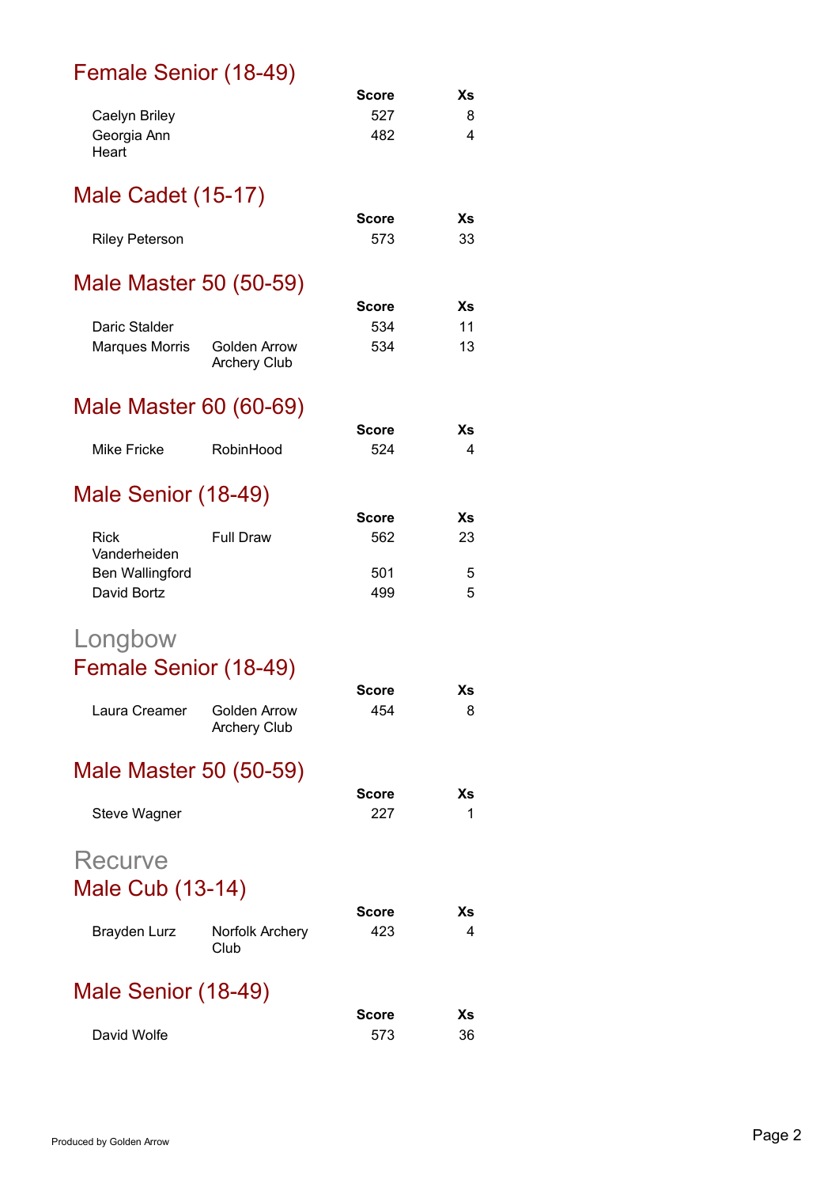## Female Senior (18-49)

| | | Score | Xs |
|---|---|---|---|
| Caelyn Briley | | 527 | 8 |
| Georgia Ann Heart | | 482 | 4 |

## Male Cadet (15-17)

| | | Score | Xs |
|---|---|---|---|
| Riley Peterson | | 573 | 33 |

## Male Master 50 (50-59)

| | | Score | Xs |
|---|---|---|---|
| Daric Stalder | | 534 | 11 |
| Marques Morris | Golden Arrow Archery Club | 534 | 13 |

## Male Master 60 (60-69)

| | | Score | Xs |
|---|---|---|---|
| Mike Fricke | RobinHood | 524 | 4 |

## Male Senior (18-49)

| | | Score | Xs |
|---|---|---|---|
| Rick Vanderheiden | Full Draw | 562 | 23 |
| Ben Wallingford | | 501 | 5 |
| David Bortz | | 499 | 5 |

# Longbow

## Female Senior (18-49)

| | | Score | Xs |
|---|---|---|---|
| Laura Creamer | Golden Arrow Archery Club | 454 | 8 |

## Male Master 50 (50-59)

| | | Score | Xs |
|---|---|---|---|
| Steve Wagner | | 227 | 1 |

# Recurve

## Male Cub (13-14)

| | | Score | Xs |
|---|---|---|---|
| Brayden Lurz | Norfolk Archery Club | 423 | 4 |

## Male Senior (18-49)

| | | Score | Xs |
|---|---|---|---|
| David Wolfe | | 573 | 36 |

Produced by Golden Arrow